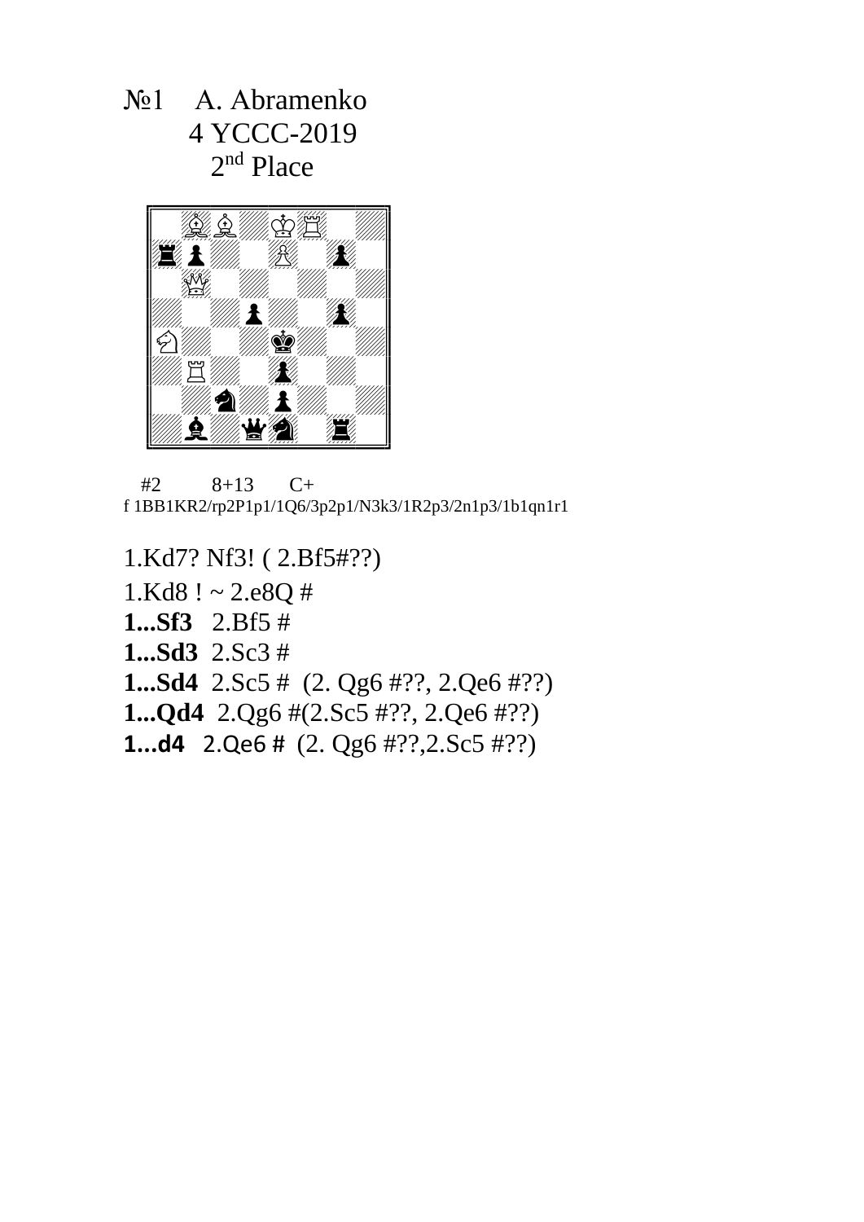№1 A. Abramenko

4 YCCC-2019

2nd Place

#2 8+13 C+

f 1BB1KR2/rp2P1p1/1Q6/3p2p1/N3k3/1R2p3/2n1p3/1b1qn1r1

1.Kd7? Nf3! ( 2.Bf5#??)

1.Kd8 ! ~ 2.e8Q #

**1...Sf3** 2.Bf5 #

**1...Sd3** 2.Sc3 #

**1...Sd4** 2.Sc5 # (2. Qg6 #??, 2.Qe6 #??)

**1...Qd4** 2.Qg6 #(2.Sc5 #??, 2.Qe6 #??)

**1...d4** 2.Qe6 # (2. Qg6 #??,2.Sc5 #??)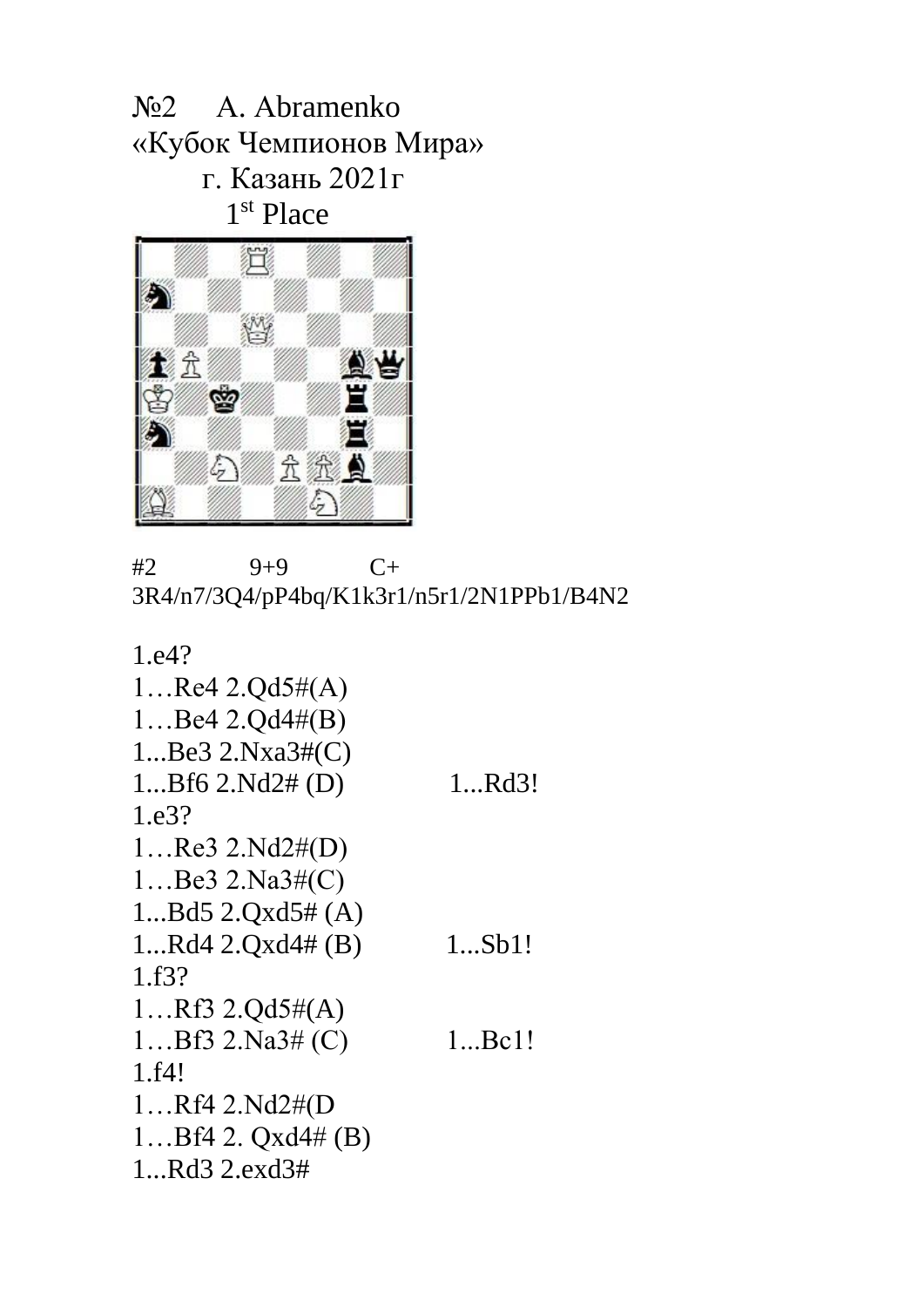№2 A. Abramenko
«Кубок Чемпионов Мира»
г. Казань 2021г
1st Place

#2 9+9 C+
3R4/n7/3Q4/pP4bq/K1k3r1/n5r1/2N1PPb1/B4N2

1.e4?
1…Re4 2.Qd5#(A)
1…Be4 2.Qd4#(B)
1...Be3 2.Nxa3#(C)
1...Bf6 2.Nd2# (D) 1...Rd3!
1.e3?
1…Re3 2.Nd2#(D)
1…Be3 2.Na3#(C)
1...Bd5 2.Qxd5# (A)
1...Rd4 2.Qxd4# (B) 1...Sb1!
1.f3?
1…Rf3 2.Qd5#(A)
1…Bf3 2.Na3# (C) 1...Bc1!
1.f4!
1…Rf4 2.Nd2#(D
1…Bf4 2. Qxd4# (B)
1...Rd3 2.exd3#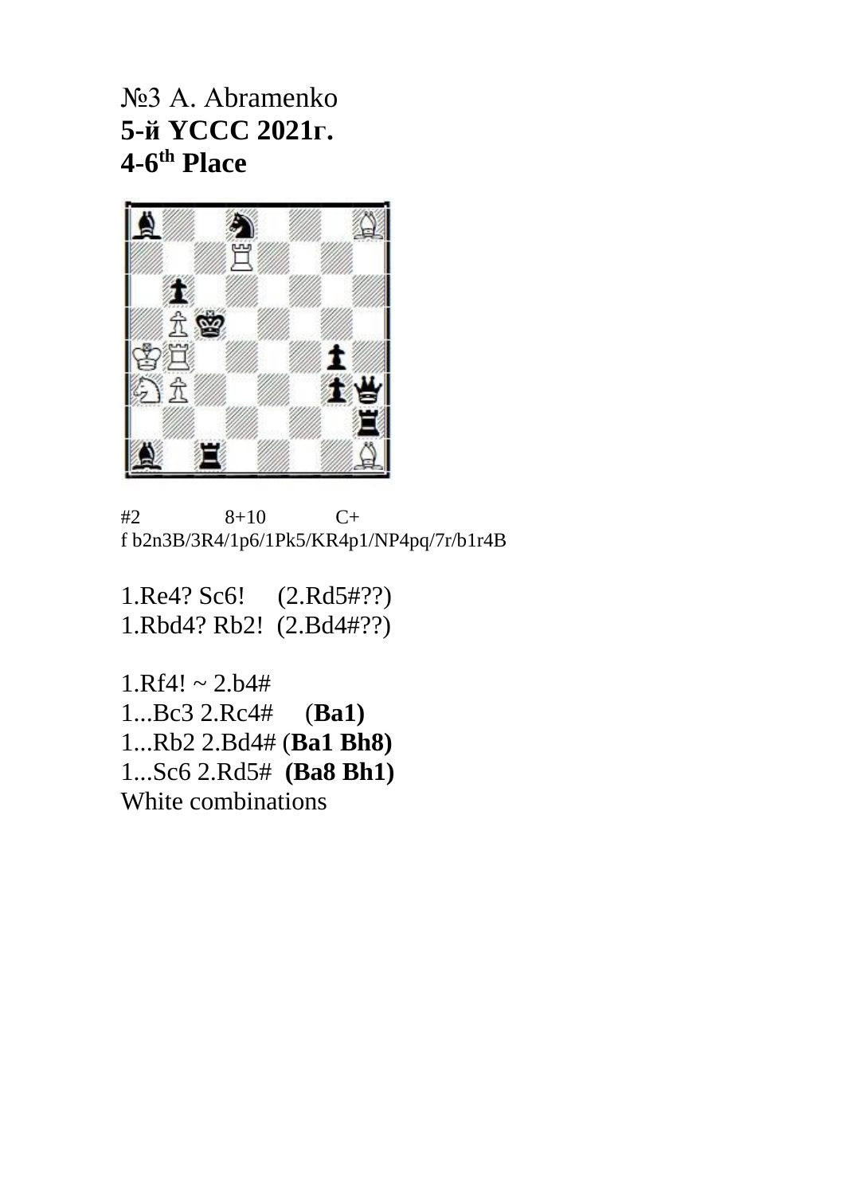№3 A. Abramenko

**5-й YCCC 2021г.**

**4-6th Place**

#2 8+10 C+

f b2n3B/3R4/1p6/1Pk5/KR4p1/NP4pq/7r/b1r4B

1.Re4? Sc6! (2.Rd5#??)

1.Rbd4? Rb2! (2.Bd4#??)

1.Rf4! ~ 2.b4#

1...Bc3 2.Rc4# (**Ba1)**

1...Rb2 2.Bd4# (**Ba1 Bh8)**

1...Sc6 2.Rd5# **(Ba8 Bh1)**

White combinations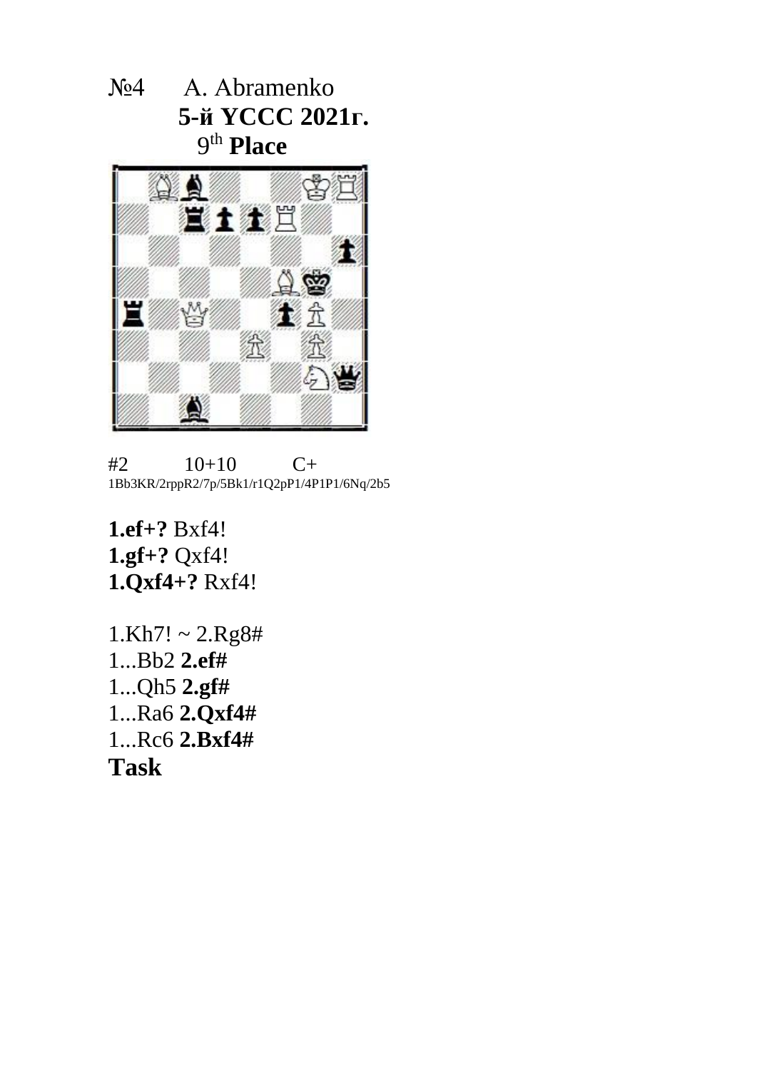№4 A. Abramenko

**5-й YCCC 2021г.**

9th **Place**

#2 10+10 C+

1Bb3KR/2rppR2/7p/5Bk1/r1Q2pP1/4P1P1/6Nq/2b5

**1.ef+?** Bxf4!
**1.gf+?** Qxf4!
**1.Qxf4+?** Rxf4!

1.Kh7! ~ 2.Rg8#
1...Bb2 **2.ef#**
1...Qh5 **2.gf#**
1...Ra6 **2.Qxf4#**
1...Rc6 **2.Bxf4#**

**Task**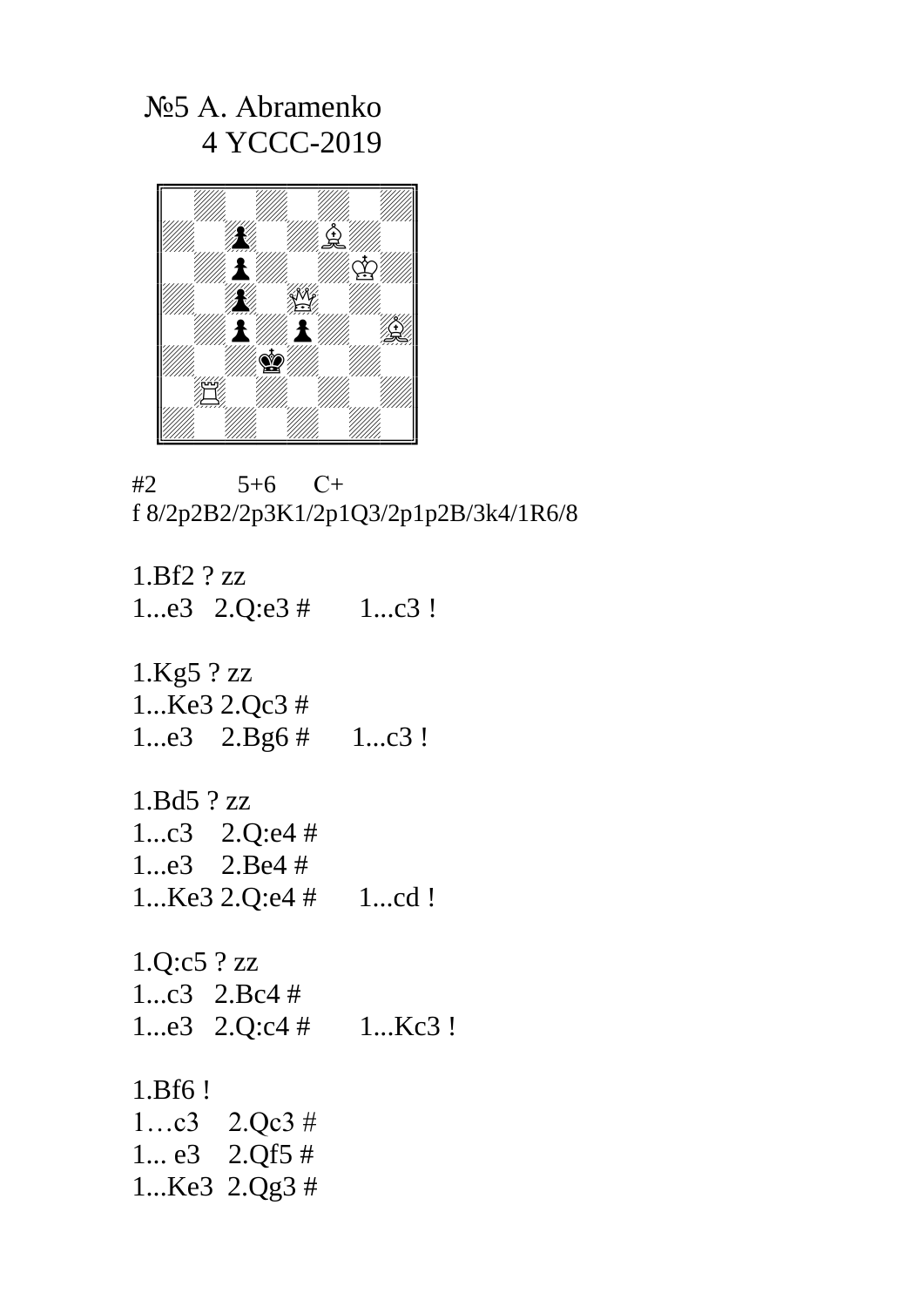№5 A. Abramenko
4 YCCC-2019

#2 5+6 C+
f 8/2p2B2/2p3K1/2p1Q3/2p1p2B/3k4/1R6/8

1.Bf2 ? zz
1...e3 2.Q:e3 # 1...c3 !

1.Kg5 ? zz
1...Ke3 2.Qc3 #
1...e3 2.Bg6 # 1...c3 !

1.Bd5 ? zz
1...c3 2.Q:e4 #
1...e3 2.Be4 #
1...Ke3 2.Q:e4 # 1...cd !

1.Q:c5 ? zz
1...c3 2.Bc4 #
1...e3 2.Q:c4 # 1...Kc3 !

1.Bf6 !
1…c3 2.Qc3 #
1... e3 2.Qf5 #
1...Ke3 2.Qg3 #